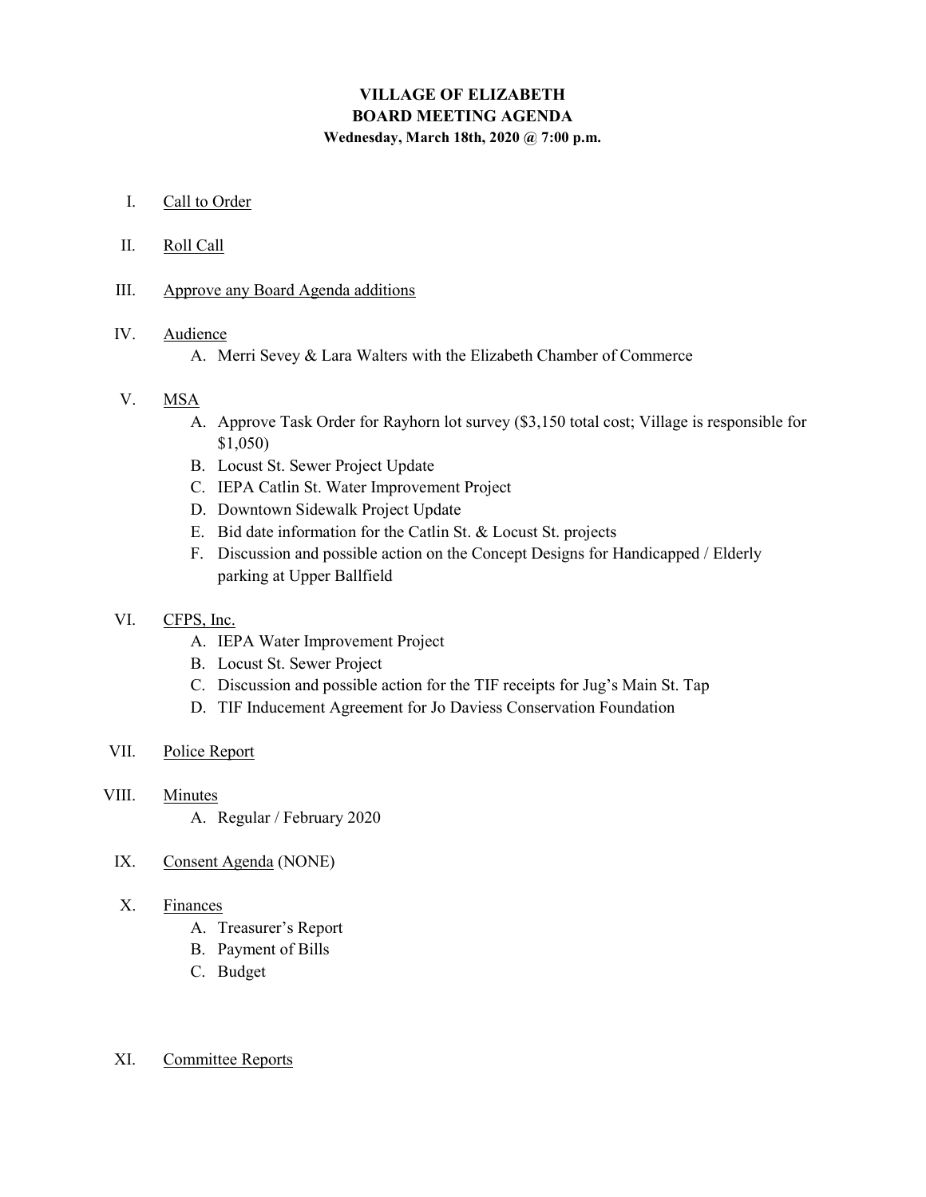# VILLAGE OF ELIZABETH
## BOARD MEETING AGENDA
**Wednesday, March 18th, 2020 @ 7:00 p.m.**

I. Call to Order

II. Roll Call

III. Approve any Board Agenda additions

IV. Audience
   A. Merri Sevey & Lara Walters with the Elizabeth Chamber of Commerce

V. MSA
   A. Approve Task Order for Rayhorn lot survey ($3,150 total cost; Village is responsible for $1,050)
   B. Locust St. Sewer Project Update
   C. IEPA Catlin St. Water Improvement Project
   D. Downtown Sidewalk Project Update
   E. Bid date information for the Catlin St. & Locust St. projects
   F. Discussion and possible action on the Concept Designs for Handicapped / Elderly parking at Upper Ballfield

VI. CFPS, Inc.
   A. IEPA Water Improvement Project
   B. Locust St. Sewer Project
   C. Discussion and possible action for the TIF receipts for Jug's Main St. Tap
   D. TIF Inducement Agreement for Jo Daviess Conservation Foundation

VII. Police Report

VIII. Minutes
   A. Regular / February 2020

IX. Consent Agenda (NONE)

X. Finances
   A. Treasurer's Report
   B. Payment of Bills
   C. Budget

XI. Committee Reports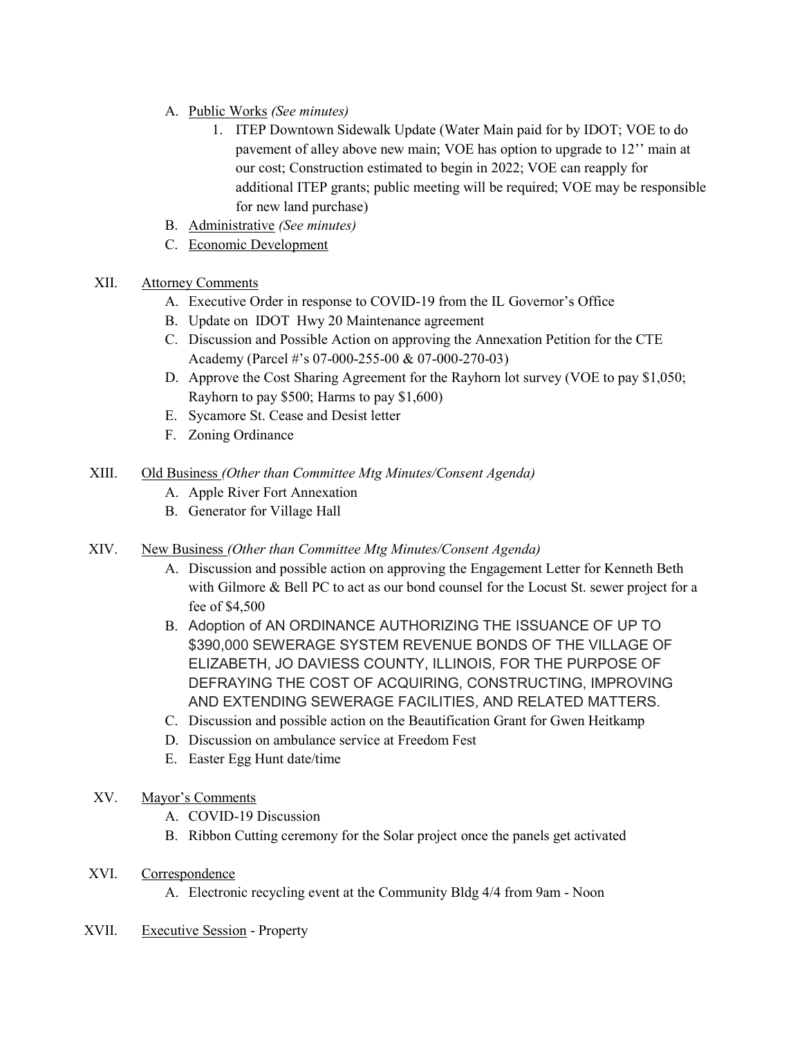A. <u>Public Works</u> *(See minutes)*
    1. ITEP Downtown Sidewalk Update (Water Main paid for by IDOT; VOE to do pavement of alley above new main; VOE has option to upgrade to 12'' main at our cost; Construction estimated to begin in 2022; VOE can reapply for additional ITEP grants; public meeting will be required; VOE may be responsible for new land purchase)

B. <u>Administrative</u> *(See minutes)*

C. <u>Economic Development</u>

XII. <u>Attorney Comments</u>

A. Executive Order in response to COVID-19 from the IL Governor's Office

B. Update on IDOT Hwy 20 Maintenance agreement

C. Discussion and Possible Action on approving the Annexation Petition for the CTE Academy (Parcel #'s 07-000-255-00 & 07-000-270-03)

D. Approve the Cost Sharing Agreement for the Rayhorn lot survey (VOE to pay $1,050; Rayhorn to pay $500; Harms to pay $1,600)

E. Sycamore St. Cease and Desist letter

F. Zoning Ordinance

XIII. <u>Old Business</u> *(Other than Committee Mtg Minutes/Consent Agenda)*

A. Apple River Fort Annexation

B. Generator for Village Hall

XIV. <u>New Business</u> *(Other than Committee Mtg Minutes/Consent Agenda)*

A. Discussion and possible action on approving the Engagement Letter for Kenneth Beth with Gilmore & Bell PC to act as our bond counsel for the Locust St. sewer project for a fee of $4,500

B. Adoption of AN ORDINANCE AUTHORIZING THE ISSUANCE OF UP TO $390,000 SEWERAGE SYSTEM REVENUE BONDS OF THE VILLAGE OF ELIZABETH, JO DAVIESS COUNTY, ILLINOIS, FOR THE PURPOSE OF DEFRAYING THE COST OF ACQUIRING, CONSTRUCTING, IMPROVING AND EXTENDING SEWERAGE FACILITIES, AND RELATED MATTERS.

C. Discussion and possible action on the Beautification Grant for Gwen Heitkamp

D. Discussion on ambulance service at Freedom Fest

E. Easter Egg Hunt date/time

XV. <u>Mayor's Comments</u>

A. COVID-19 Discussion

B. Ribbon Cutting ceremony for the Solar project once the panels get activated

XVI. <u>Correspondence</u>

A. Electronic recycling event at the Community Bldg 4/4 from 9am - Noon

XVII. <u>Executive Session</u> - Property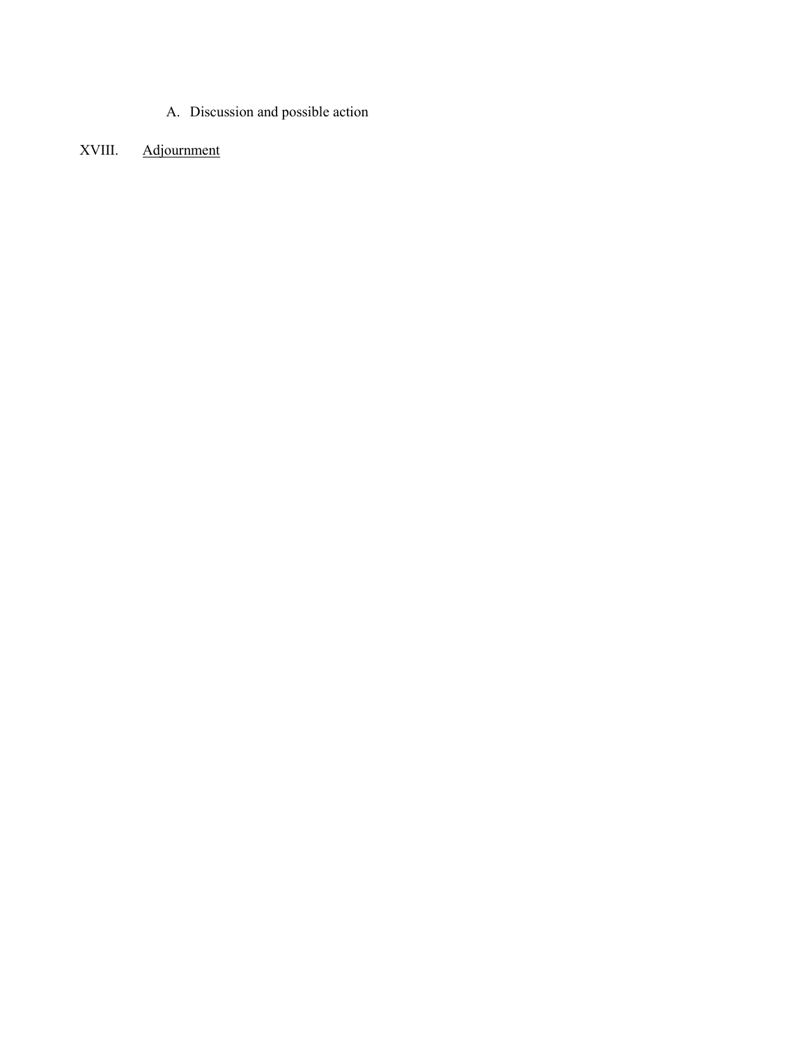A. Discussion and possible action

XVIII. Adjournment